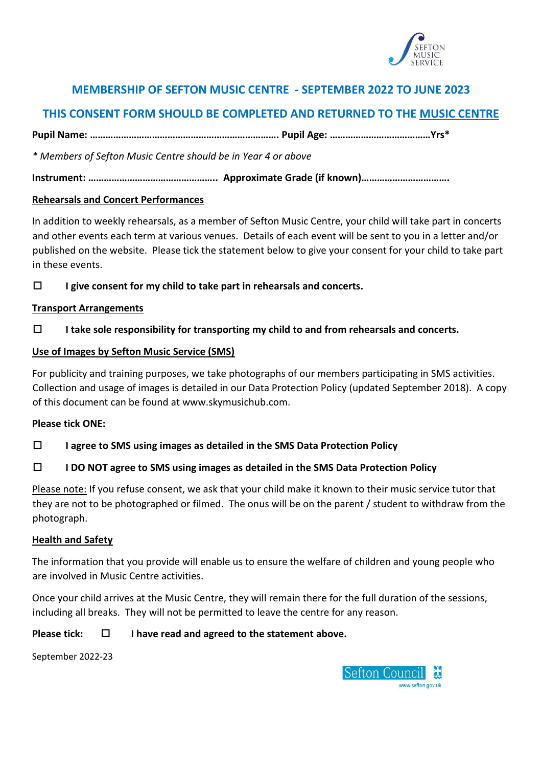## MEMBERSHIP OF SEFTON MUSIC CENTRE - SEPTEMBER 2022 TO JUNE 2023

## THIS CONSENT FORM SHOULD BE COMPLETED AND RETURNED TO THE MUSIC CENTRE

**Pupil Name: ………………………………………………………………. Pupil Age: …………………………………Yrs***

*\* Members of Sefton Music Centre should be in Year 4 or above*

**Instrument: ………………………………………….. Approximate Grade (if known)…………………………….**

**Rehearsals and Concert Performances**

In addition to weekly rehearsals, as a member of Sefton Music Centre, your child will take part in concerts and other events each term at various venues. Details of each event will be sent to you in a letter and/or published on the website. Please tick the statement below to give your consent for your child to take part in these events.

☐ **I give consent for my child to take part in rehearsals and concerts.**

**Transport Arrangements**

☐ **I take sole responsibility for transporting my child to and from rehearsals and concerts.**

**Use of Images by Sefton Music Service (SMS)**

For publicity and training purposes, we take photographs of our members participating in SMS activities. Collection and usage of images is detailed in our Data Protection Policy (updated September 2018). A copy of this document can be found at www.skymusichub.com.

**Please tick ONE:**

☐ **I agree to SMS using images as detailed in the SMS Data Protection Policy**

☐ **I DO NOT agree to SMS using images as detailed in the SMS Data Protection Policy**

Please note: If you refuse consent, we ask that your child make it known to their music service tutor that they are not to be photographed or filmed. The onus will be on the parent / student to withdraw from the photograph.

**Health and Safety**

The information that you provide will enable us to ensure the welfare of children and young people who are involved in Music Centre activities.

Once your child arrives at the Music Centre, they will remain there for the full duration of the sessions, including all breaks. They will not be permitted to leave the centre for any reason.

**Please tick:** ☐ **I have read and agreed to the statement above.**

September 2022-23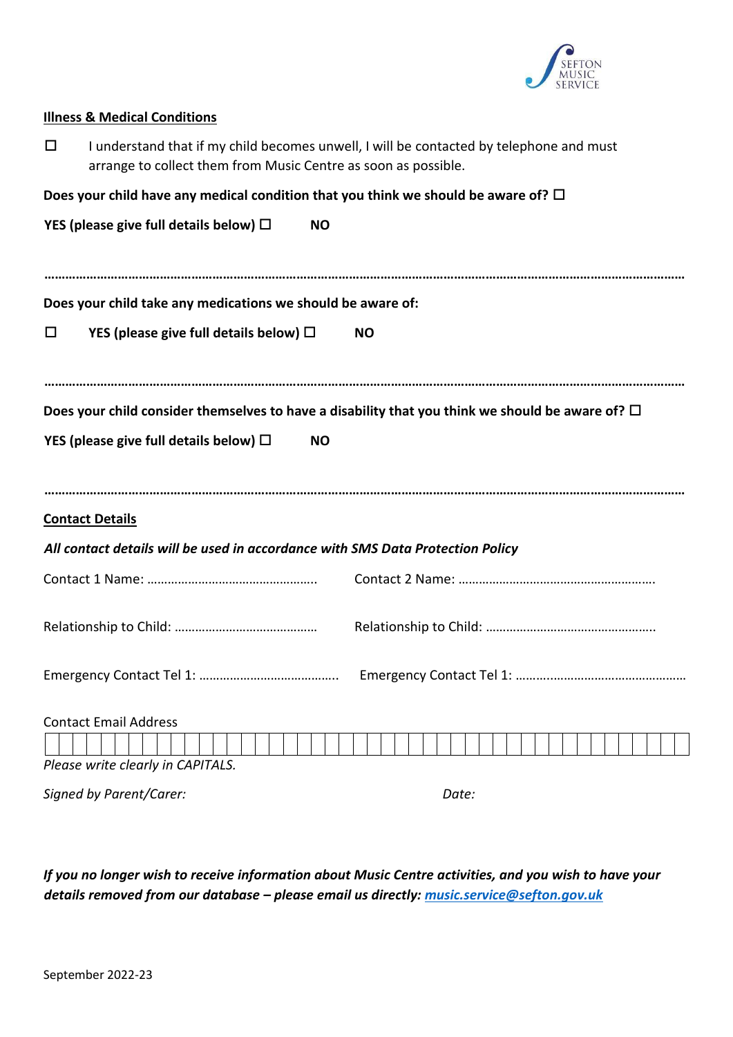SEFTON MUSIC SERVICE

**Illness & Medical Conditions**

☐ I understand that if my child becomes unwell, I will be contacted by telephone and must arrange to collect them from Music Centre as soon as possible.

**Does your child have any medical condition that you think we should be aware of?** ☐

**YES (please give full details below)** ☐ **NO**

………………………………………………………………………………………………………………………………………………………

**Does your child take any medications we should be aware of:**

☐ **YES (please give full details below)** ☐ **NO**

………………………………………………………………………………………………………………………………………………………

**Does your child consider themselves to have a disability that you think we should be aware of?** ☐

**YES (please give full details below)** ☐ **NO**

………………………………………………………………………………………………………………………………………………………

**Contact Details**

***All contact details will be used in accordance with SMS Data Protection Policy***

Contact 1 Name: ………………………………………….. Contact 2 Name: ………………………………………………….

Relationship to Child: …………………………………… Relationship to Child: …………………………………………..

Emergency Contact Tel 1: ………………………………….. Emergency Contact Tel 1: ……………………………………………

Contact Email Address

| | | | | | | | | | | | | | | | | | | | | | | | | | | | | | | | | | | | | | | | | | | | | | |
|---|---|---|---|---|---|---|---|---|---|---|---|---|---|---|---|---|---|---|---|---|---|---|---|---|---|---|---|---|---|---|---|---|---|---|---|---|---|---|---|---|---|---|---|---|---|

*Please write clearly in CAPITALS.*

*Signed by Parent/Carer:* *Date:*

***If you no longer wish to receive information about Music Centre activities, and you wish to have your details removed from our database – please email us directly: music.service@sefton.gov.uk***

September 2022-23